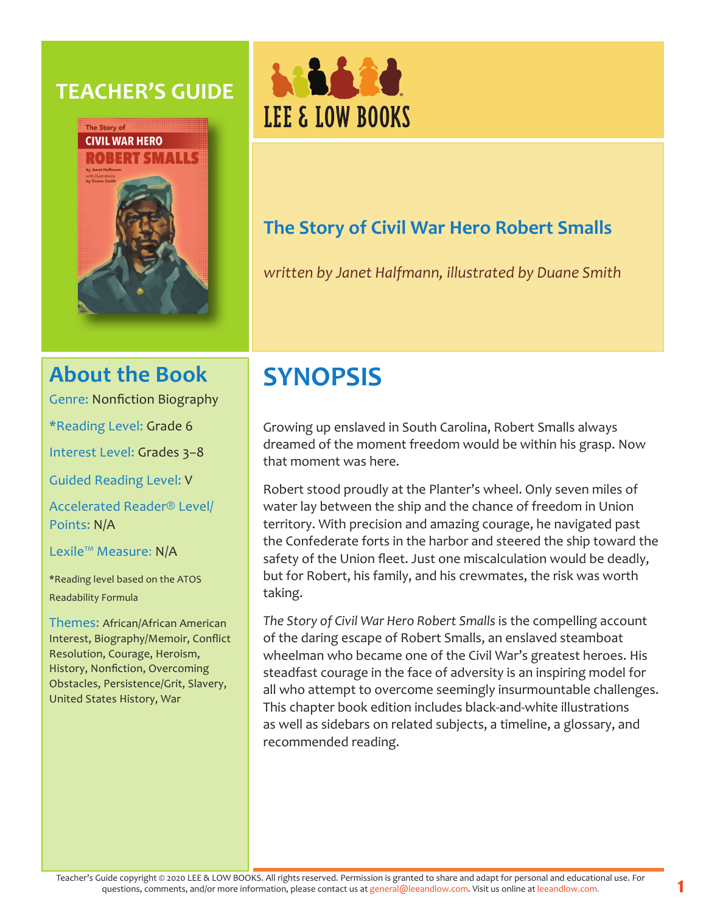# TEACHER'S GUIDE

LEE & LOW BOOKS

## The Story of Civil War Hero Robert Smalls

*written by Janet Halfmann, illustrated by Duane Smith*

## About the Book

Genre: Nonfiction Biography

*Reading Level: Grade 6

Interest Level: Grades 3–8

Guided Reading Level: V

Accelerated Reader® Level/ Points: N/A

Lexile™ Measure: N/A

*Reading level based on the ATOS Readability Formula

Themes: African/African American Interest, Biography/Memoir, Conflict Resolution, Courage, Heroism, History, Nonfiction, Overcoming Obstacles, Persistence/Grit, Slavery, United States History, War

## SYNOPSIS

Growing up enslaved in South Carolina, Robert Smalls always dreamed of the moment freedom would be within his grasp. Now that moment was here.

Robert stood proudly at the Planter's wheel. Only seven miles of water lay between the ship and the chance of freedom in Union territory. With precision and amazing courage, he navigated past the Confederate forts in the harbor and steered the ship toward the safety of the Union fleet. Just one miscalculation would be deadly, but for Robert, his family, and his crewmates, the risk was worth taking.

*The Story of Civil War Hero Robert Smalls* is the compelling account of the daring escape of Robert Smalls, an enslaved steamboat wheelman who became one of the Civil War's greatest heroes. His steadfast courage in the face of adversity is an inspiring model for all who attempt to overcome seemingly insurmountable challenges. This chapter book edition includes black-and-white illustrations as well as sidebars on related subjects, a timeline, a glossary, and recommended reading.

Teacher's Guide copyright © 2020 LEE & LOW BOOKS. All rights reserved. Permission is granted to share and adapt for personal and educational use. For questions, comments, and/or more information, please contact us at general@leeandlow.com. Visit us online at leeandlow.com.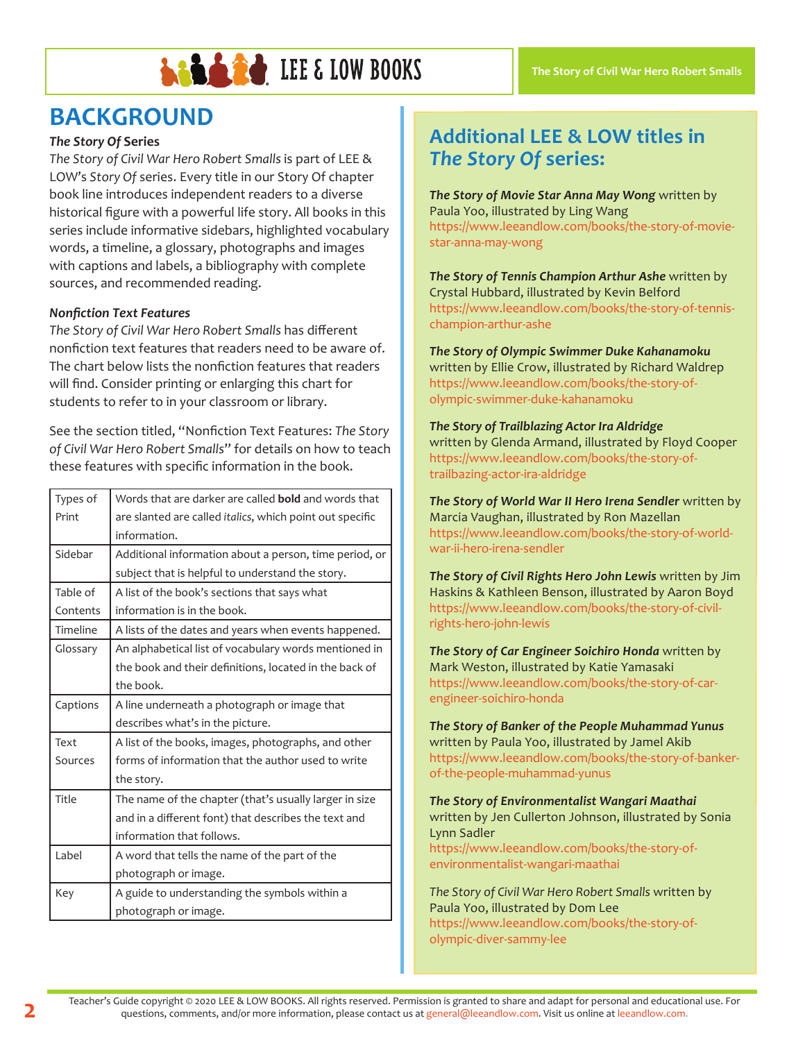# BACKGROUND

***The Story Of* Series**

*The Story of Civil War Hero Robert Smalls* is part of LEE & LOW's *Story Of* series. Every title in our Story Of chapter book line introduces independent readers to a diverse historical figure with a powerful life story. All books in this series include informative sidebars, highlighted vocabulary words, a timeline, a glossary, photographs and images with captions and labels, a bibliography with complete sources, and recommended reading.

***Nonfiction Text Features***

*The Story of Civil War Hero Robert Smalls* has different nonfiction text features that readers need to be aware of. The chart below lists the nonfiction features that readers will find. Consider printing or enlarging this chart for students to refer to in your classroom or library.

See the section titled, "Nonfiction Text Features: *The Story of Civil War Hero Robert Smalls*" for details on how to teach these features with specific information in the book.

| | |
|---|---|
| Types of Print | Words that are darker are called **bold** and words that are slanted are called *italics*, which point out specific information. |
| Sidebar | Additional information about a person, time period, or subject that is helpful to understand the story. |
| Table of Contents | A list of the book's sections that says what information is in the book. |
| Timeline | A lists of the dates and years when events happened. |
| Glossary | An alphabetical list of vocabulary words mentioned in the book and their definitions, located in the back of the book. |
| Captions | A line underneath a photograph or image that describes what's in the picture. |
| Text Sources | A list of the books, images, photographs, and other forms of information that the author used to write the story. |
| Title | The name of the chapter (that's usually larger in size and in a different font) that describes the text and information that follows. |
| Label | A word that tells the name of the part of the photograph or image. |
| Key | A guide to understanding the symbols within a photograph or image. |

## Additional LEE & LOW titles in *The Story Of* series:

***The Story of Movie Star Anna May Wong*** written by Paula Yoo, illustrated by Ling Wang
https://www.leeandlow.com/books/the-story-of-movie-star-anna-may-wong

***The Story of Tennis Champion Arthur Ashe*** written by Crystal Hubbard, illustrated by Kevin Belford
https://www.leeandlow.com/books/the-story-of-tennis-champion-arthur-ashe

***The Story of Olympic Swimmer Duke Kahanamoku*** written by Ellie Crow, illustrated by Richard Waldrep
https://www.leeandlow.com/books/the-story-of-olympic-swimmer-duke-kahanamoku

***The Story of Trailblazing Actor Ira Aldridge*** written by Glenda Armand, illustrated by Floyd Cooper
https://www.leeandlow.com/books/the-story-of-trailbazing-actor-ira-aldridge

***The Story of World War II Hero Irena Sendler*** written by Marcia Vaughan, illustrated by Ron Mazellan
https://www.leeandlow.com/books/the-story-of-world-war-ii-hero-irena-sendler

***The Story of Civil Rights Hero John Lewis*** written by Jim Haskins & Kathleen Benson, illustrated by Aaron Boyd
https://www.leeandlow.com/books/the-story-of-civil-rights-hero-john-lewis

***The Story of Car Engineer Soichiro Honda*** written by Mark Weston, illustrated by Katie Yamasaki
https://www.leeandlow.com/books/the-story-of-car-engineer-soichiro-honda

***The Story of Banker of the People Muhammad Yunus*** written by Paula Yoo, illustrated by Jamel Akib
https://www.leeandlow.com/books/the-story-of-banker-of-the-people-muhammad-yunus

***The Story of Environmentalist Wangari Maathai*** written by Jen Cullerton Johnson, illustrated by Sonia Lynn Sadler
https://www.leeandlow.com/books/the-story-of-environmentalist-wangari-maathai

*The Story of Civil War Hero Robert Smalls* written by Paula Yoo, illustrated by Dom Lee
https://www.leeandlow.com/books/the-story-of-olympic-diver-sammy-lee

Teacher's Guide copyright © 2020 LEE & LOW BOOKS. All rights reserved. Permission is granted to share and adapt for personal and educational use. For questions, comments, and/or more information, please contact us at general@leeandlow.com. Visit us online at leeandlow.com.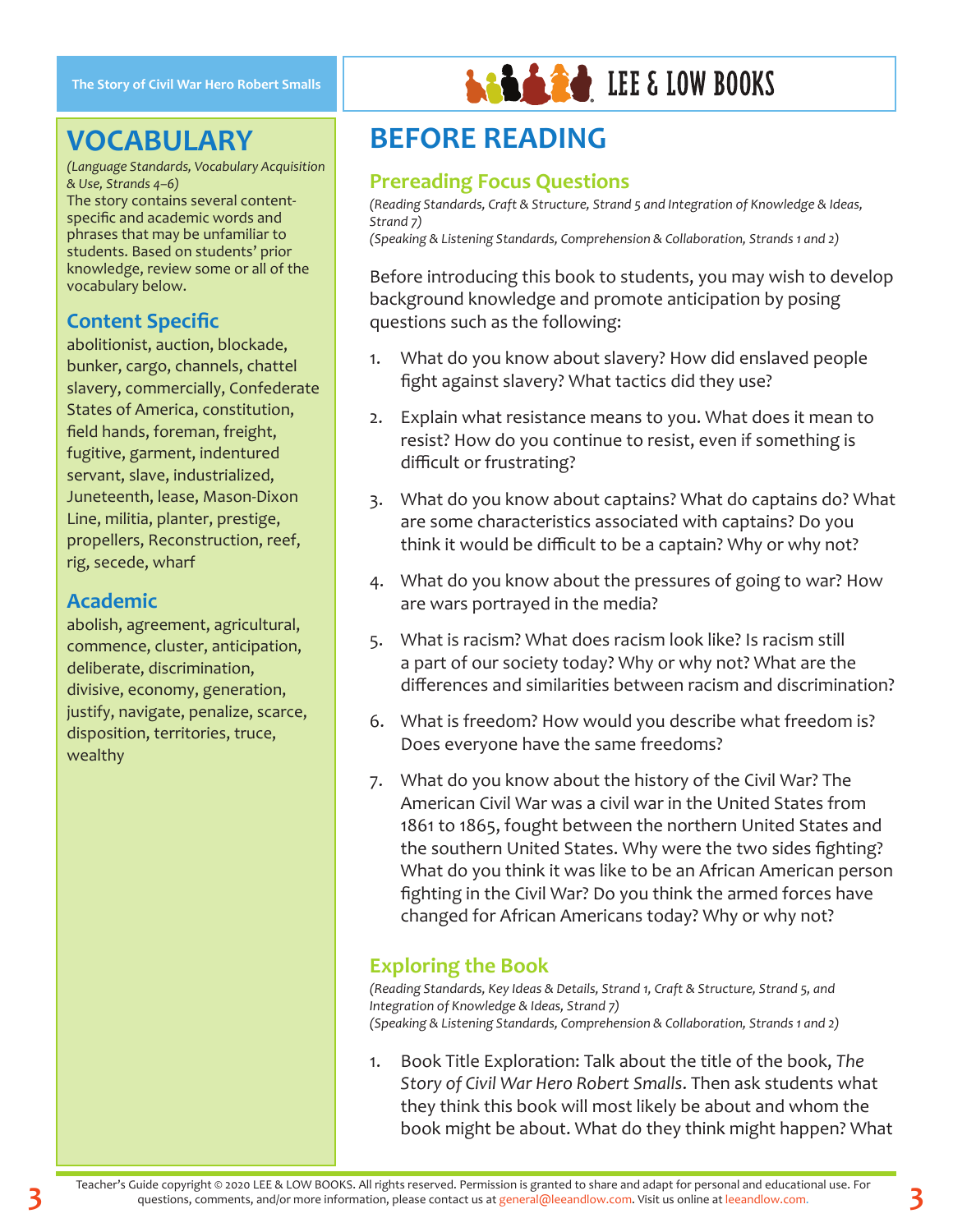## VOCABULARY

*(Language Standards, Vocabulary Acquisition & Use, Strands 4–6)*

The story contains several content-specific and academic words and phrases that may be unfamiliar to students. Based on students' prior knowledge, review some or all of the vocabulary below.

### Content Specific

abolitionist, auction, blockade, bunker, cargo, channels, chattel slavery, commercially, Confederate States of America, constitution, field hands, foreman, freight, fugitive, garment, indentured servant, slave, industrialized, Juneteenth, lease, Mason-Dixon Line, militia, planter, prestige, propellers, Reconstruction, reef, rig, secede, wharf

### Academic

abolish, agreement, agricultural, commence, cluster, anticipation, deliberate, discrimination, divisive, economy, generation, justify, navigate, penalize, scarce, disposition, territories, truce, wealthy

## BEFORE READING

### Prereading Focus Questions

*(Reading Standards, Craft & Structure, Strand 5 and Integration of Knowledge & Ideas, Strand 7)*
*(Speaking & Listening Standards, Comprehension & Collaboration, Strands 1 and 2)*

Before introducing this book to students, you may wish to develop background knowledge and promote anticipation by posing questions such as the following:

1. What do you know about slavery? How did enslaved people fight against slavery? What tactics did they use?
2. Explain what resistance means to you. What does it mean to resist? How do you continue to resist, even if something is difficult or frustrating?
3. What do you know about captains? What do captains do? What are some characteristics associated with captains? Do you think it would be difficult to be a captain? Why or why not?
4. What do you know about the pressures of going to war? How are wars portrayed in the media?
5. What is racism? What does racism look like? Is racism still a part of our society today? Why or why not? What are the differences and similarities between racism and discrimination?
6. What is freedom? How would you describe what freedom is? Does everyone have the same freedoms?
7. What do you know about the history of the Civil War? The American Civil War was a civil war in the United States from 1861 to 1865, fought between the northern United States and the southern United States. Why were the two sides fighting? What do you think it was like to be an African American person fighting in the Civil War? Do you think the armed forces have changed for African Americans today? Why or why not?

### Exploring the Book

*(Reading Standards, Key Ideas & Details, Strand 1, Craft & Structure, Strand 5, and Integration of Knowledge & Ideas, Strand 7)*
*(Speaking & Listening Standards, Comprehension & Collaboration, Strands 1 and 2)*

1. Book Title Exploration: Talk about the title of the book, *The Story of Civil War Hero Robert Smalls*. Then ask students what they think this book will most likely be about and whom the book might be about. What do they think might happen? What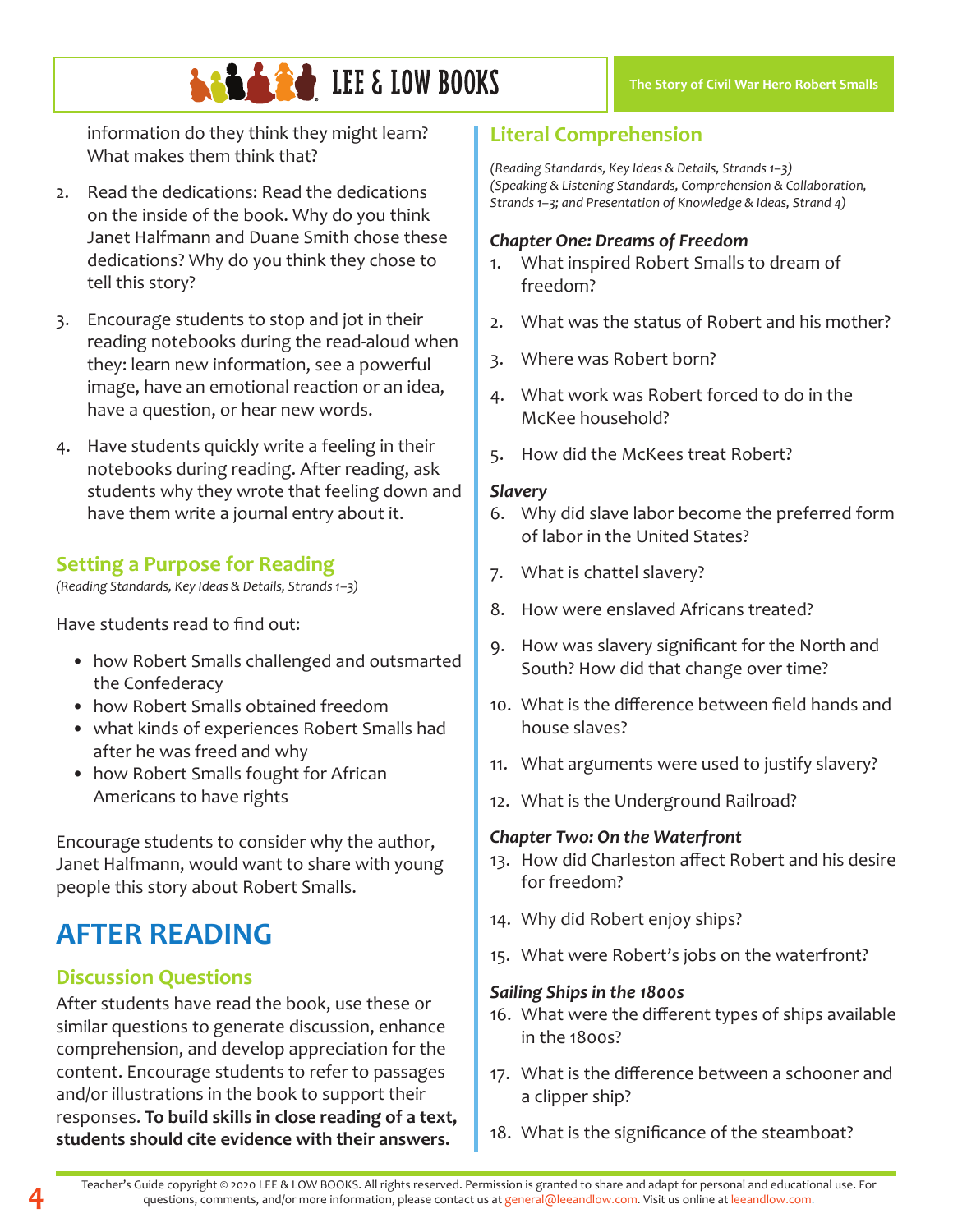information do they think they might learn? What makes them think that?

2. Read the dedications: Read the dedications on the inside of the book. Why do you think Janet Halfmann and Duane Smith chose these dedications? Why do you think they chose to tell this story?

3. Encourage students to stop and jot in their reading notebooks during the read-aloud when they: learn new information, see a powerful image, have an emotional reaction or an idea, have a question, or hear new words.

4. Have students quickly write a feeling in their notebooks during reading. After reading, ask students why they wrote that feeling down and have them write a journal entry about it.

## Setting a Purpose for Reading

*(Reading Standards, Key Ideas & Details, Strands 1–3)*

Have students read to find out:

- how Robert Smalls challenged and outsmarted the Confederacy
- how Robert Smalls obtained freedom
- what kinds of experiences Robert Smalls had after he was freed and why
- how Robert Smalls fought for African Americans to have rights

Encourage students to consider why the author, Janet Halfmann, would want to share with young people this story about Robert Smalls.

# AFTER READING

## Discussion Questions

After students have read the book, use these or similar questions to generate discussion, enhance comprehension, and develop appreciation for the content. Encourage students to refer to passages and/or illustrations in the book to support their responses. **To build skills in close reading of a text, students should cite evidence with their answers.**

## Literal Comprehension

*(Reading Standards, Key Ideas & Details, Strands 1–3)*
*(Speaking & Listening Standards, Comprehension & Collaboration, Strands 1–3; and Presentation of Knowledge & Ideas, Strand 4)*

### *Chapter One: Dreams of Freedom*

1. What inspired Robert Smalls to dream of freedom?
2. What was the status of Robert and his mother?
3. Where was Robert born?
4. What work was Robert forced to do in the McKee household?
5. How did the McKees treat Robert?

### *Slavery*

6. Why did slave labor become the preferred form of labor in the United States?
7. What is chattel slavery?
8. How were enslaved Africans treated?
9. How was slavery significant for the North and South? How did that change over time?
10. What is the difference between field hands and house slaves?
11. What arguments were used to justify slavery?
12. What is the Underground Railroad?

### *Chapter Two: On the Waterfront*

13. How did Charleston affect Robert and his desire for freedom?
14. Why did Robert enjoy ships?
15. What were Robert's jobs on the waterfront?

### *Sailing Ships in the 1800s*

16. What were the different types of ships available in the 1800s?
17. What is the difference between a schooner and a clipper ship?
18. What is the significance of the steamboat?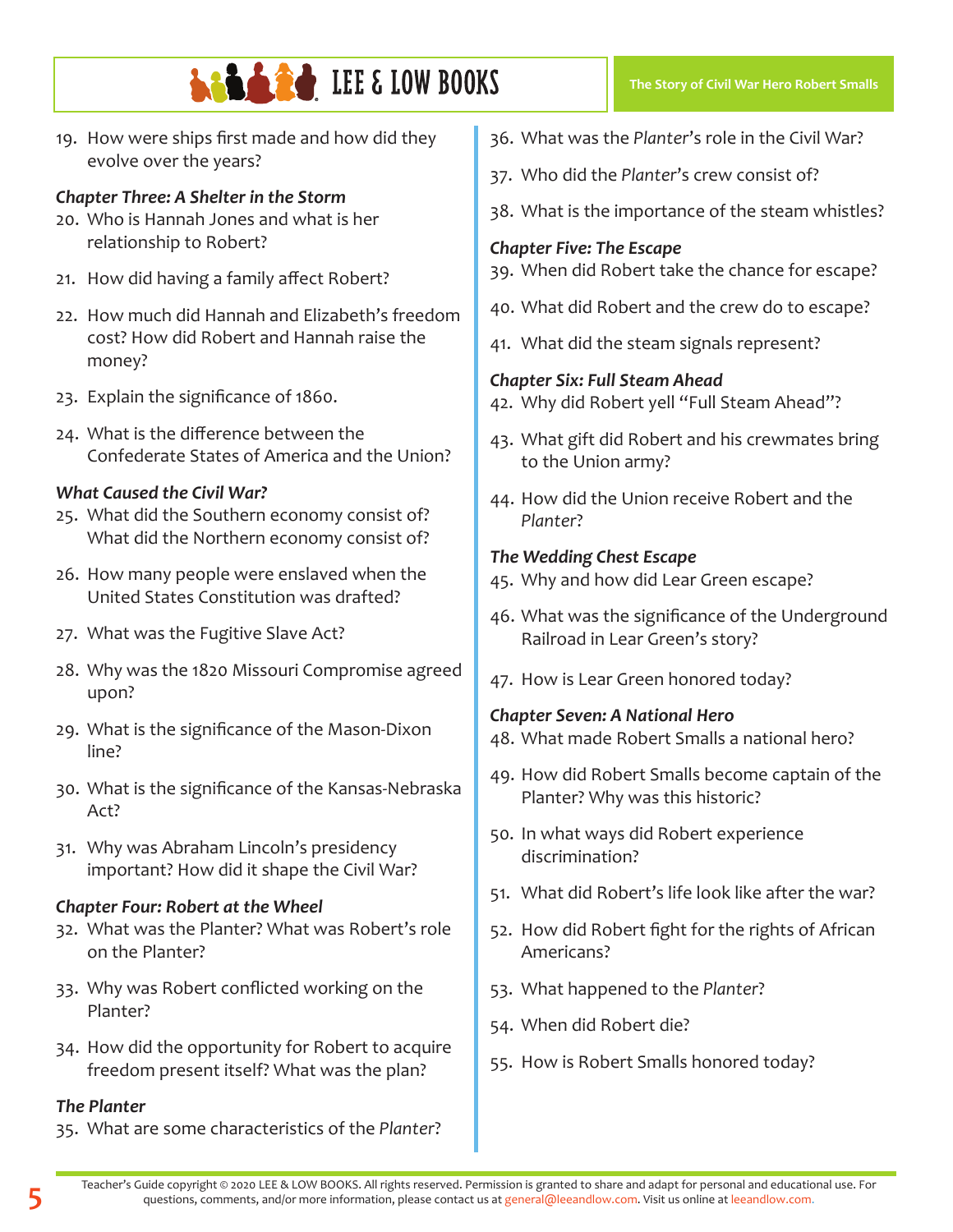19. How were ships first made and how did they evolve over the years?

### *Chapter Three: A Shelter in the Storm*

20. Who is Hannah Jones and what is her relationship to Robert?
21. How did having a family affect Robert?
22. How much did Hannah and Elizabeth's freedom cost? How did Robert and Hannah raise the money?
23. Explain the significance of 1860.
24. What is the difference between the Confederate States of America and the Union?

### *What Caused the Civil War?*

25. What did the Southern economy consist of? What did the Northern economy consist of?
26. How many people were enslaved when the United States Constitution was drafted?
27. What was the Fugitive Slave Act?
28. Why was the 1820 Missouri Compromise agreed upon?
29. What is the significance of the Mason-Dixon line?
30. What is the significance of the Kansas-Nebraska Act?
31. Why was Abraham Lincoln's presidency important? How did it shape the Civil War?

### *Chapter Four: Robert at the Wheel*

32. What was the Planter? What was Robert's role on the Planter?
33. Why was Robert conflicted working on the Planter?
34. How did the opportunity for Robert to acquire freedom present itself? What was the plan?

### *The Planter*

35. What are some characteristics of the *Planter*?
36. What was the *Planter*'s role in the Civil War?
37. Who did the *Planter*'s crew consist of?
38. What is the importance of the steam whistles?

### *Chapter Five: The Escape*

39. When did Robert take the chance for escape?
40. What did Robert and the crew do to escape?
41. What did the steam signals represent?

### *Chapter Six: Full Steam Ahead*

42. Why did Robert yell "Full Steam Ahead"?
43. What gift did Robert and his crewmates bring to the Union army?
44. How did the Union receive Robert and the *Planter*?

### *The Wedding Chest Escape*

45. Why and how did Lear Green escape?
46. What was the significance of the Underground Railroad in Lear Green's story?
47. How is Lear Green honored today?

### *Chapter Seven: A National Hero*

48. What made Robert Smalls a national hero?
49. How did Robert Smalls become captain of the Planter? Why was this historic?
50. In what ways did Robert experience discrimination?
51. What did Robert's life look like after the war?
52. How did Robert fight for the rights of African Americans?
53. What happened to the *Planter*?
54. When did Robert die?
55. How is Robert Smalls honored today?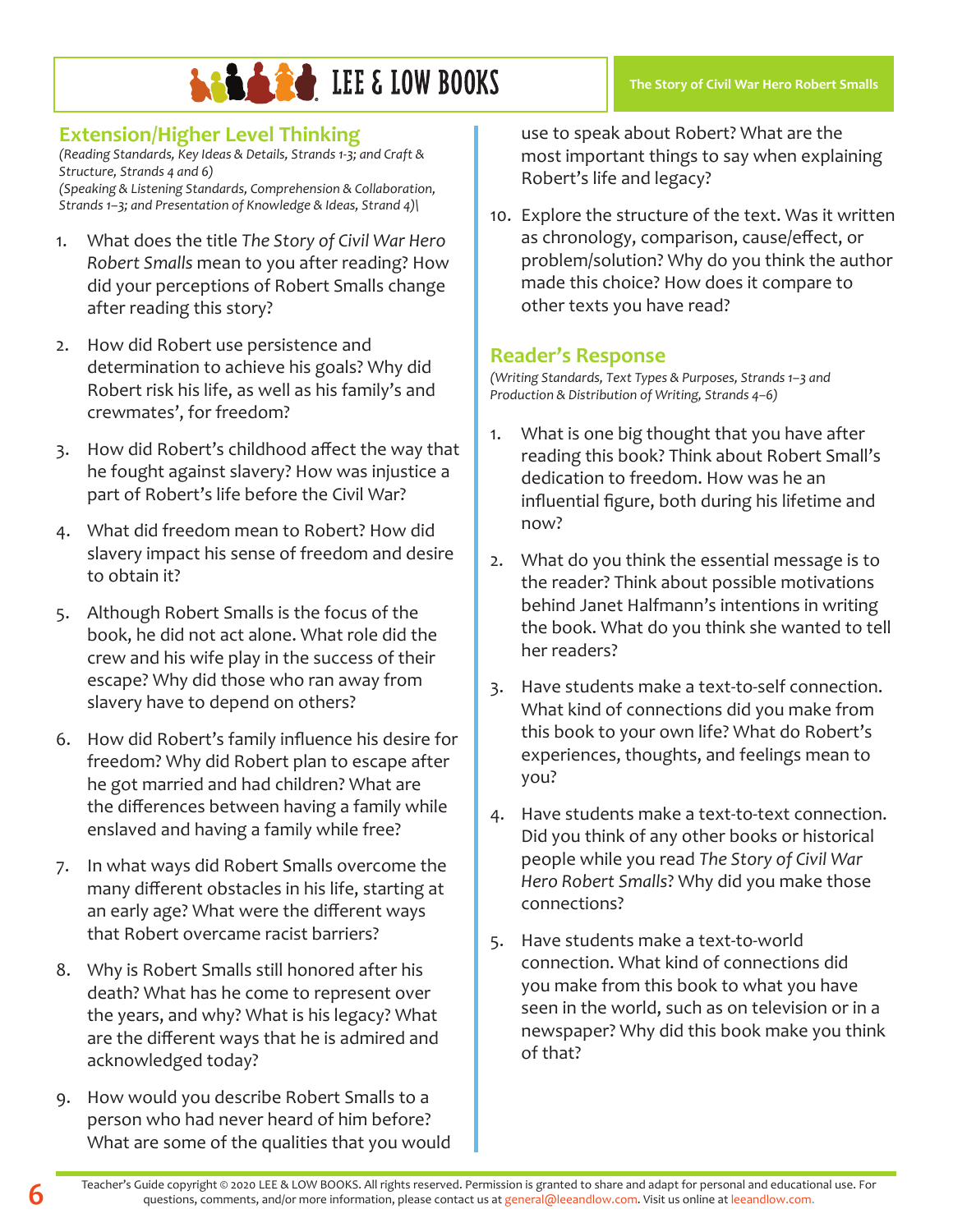## Extension/Higher Level Thinking

*(Reading Standards, Key Ideas & Details, Strands 1-3; and Craft & Structure, Strands 4 and 6)*
*(Speaking & Listening Standards, Comprehension & Collaboration, Strands 1–3; and Presentation of Knowledge & Ideas, Strand 4)\*

1. What does the title *The Story of Civil War Hero Robert Smalls* mean to you after reading? How did your perceptions of Robert Smalls change after reading this story?

2. How did Robert use persistence and determination to achieve his goals? Why did Robert risk his life, as well as his family's and crewmates', for freedom?

3. How did Robert's childhood affect the way that he fought against slavery? How was injustice a part of Robert's life before the Civil War?

4. What did freedom mean to Robert? How did slavery impact his sense of freedom and desire to obtain it?

5. Although Robert Smalls is the focus of the book, he did not act alone. What role did the crew and his wife play in the success of their escape? Why did those who ran away from slavery have to depend on others?

6. How did Robert's family influence his desire for freedom? Why did Robert plan to escape after he got married and had children? What are the differences between having a family while enslaved and having a family while free?

7. In what ways did Robert Smalls overcome the many different obstacles in his life, starting at an early age? What were the different ways that Robert overcame racist barriers?

8. Why is Robert Smalls still honored after his death? What has he come to represent over the years, and why? What is his legacy? What are the different ways that he is admired and acknowledged today?

9. How would you describe Robert Smalls to a person who had never heard of him before? What are some of the qualities that you would use to speak about Robert? What are the most important things to say when explaining Robert's life and legacy?

10. Explore the structure of the text. Was it written as chronology, comparison, cause/effect, or problem/solution? Why do you think the author made this choice? How does it compare to other texts you have read?

## Reader's Response

*(Writing Standards, Text Types & Purposes, Strands 1–3 and Production & Distribution of Writing, Strands 4–6)*

1. What is one big thought that you have after reading this book? Think about Robert Small's dedication to freedom. How was he an influential figure, both during his lifetime and now?

2. What do you think the essential message is to the reader? Think about possible motivations behind Janet Halfmann's intentions in writing the book. What do you think she wanted to tell her readers?

3. Have students make a text-to-self connection. What kind of connections did you make from this book to your own life? What do Robert's experiences, thoughts, and feelings mean to you?

4. Have students make a text-to-text connection. Did you think of any other books or historical people while you read *The Story of Civil War Hero Robert Smalls*? Why did you make those connections?

5. Have students make a text-to-world connection. What kind of connections did you make from this book to what you have seen in the world, such as on television or in a newspaper? Why did this book make you think of that?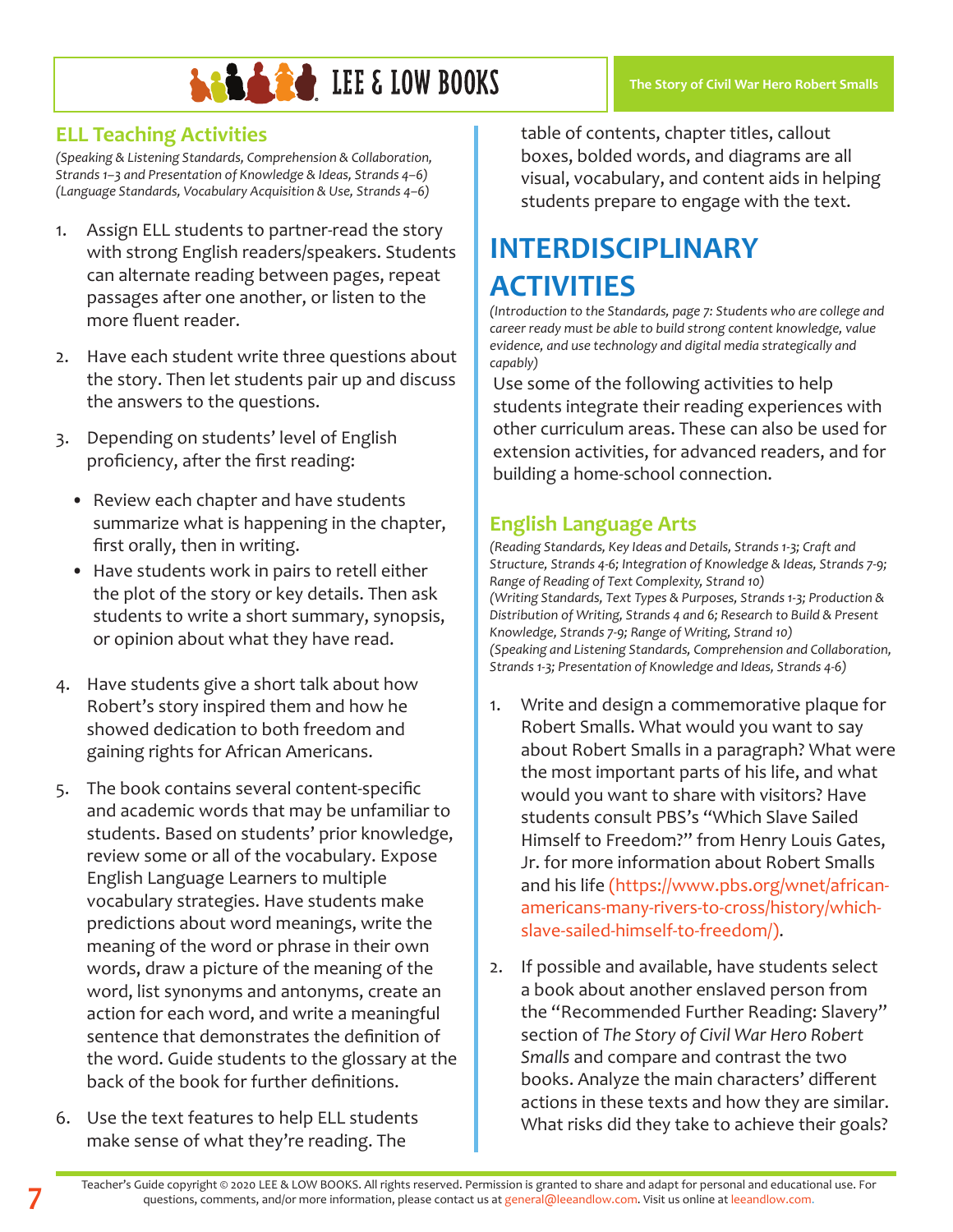## ELL Teaching Activities

*(Speaking & Listening Standards, Comprehension & Collaboration, Strands 1–3 and Presentation of Knowledge & Ideas, Strands 4–6) (Language Standards, Vocabulary Acquisition & Use, Strands 4–6)*

1. Assign ELL students to partner-read the story with strong English readers/speakers. Students can alternate reading between pages, repeat passages after one another, or listen to the more fluent reader.
2. Have each student write three questions about the story. Then let students pair up and discuss the answers to the questions.
3. Depending on students' level of English proficiency, after the first reading:
   - Review each chapter and have students summarize what is happening in the chapter, first orally, then in writing.
   - Have students work in pairs to retell either the plot of the story or key details. Then ask students to write a short summary, synopsis, or opinion about what they have read.
4. Have students give a short talk about how Robert's story inspired them and how he showed dedication to both freedom and gaining rights for African Americans.
5. The book contains several content-specific and academic words that may be unfamiliar to students. Based on students' prior knowledge, review some or all of the vocabulary. Expose English Language Learners to multiple vocabulary strategies. Have students make predictions about word meanings, write the meaning of the word or phrase in their own words, draw a picture of the meaning of the word, list synonyms and antonyms, create an action for each word, and write a meaningful sentence that demonstrates the definition of the word. Guide students to the glossary at the back of the book for further definitions.
6. Use the text features to help ELL students make sense of what they're reading. The table of contents, chapter titles, callout boxes, bolded words, and diagrams are all visual, vocabulary, and content aids in helping students prepare to engage with the text.

# INTERDISCIPLINARY ACTIVITIES

*(Introduction to the Standards, page 7: Students who are college and career ready must be able to build strong content knowledge, value evidence, and use technology and digital media strategically and capably)*

Use some of the following activities to help students integrate their reading experiences with other curriculum areas. These can also be used for extension activities, for advanced readers, and for building a home-school connection.

## English Language Arts

*(Reading Standards, Key Ideas and Details, Strands 1-3; Craft and Structure, Strands 4-6; Integration of Knowledge & Ideas, Strands 7-9; Range of Reading of Text Complexity, Strand 10) (Writing Standards, Text Types & Purposes, Strands 1-3; Production & Distribution of Writing, Strands 4 and 6; Research to Build & Present Knowledge, Strands 7-9; Range of Writing, Strand 10) (Speaking and Listening Standards, Comprehension and Collaboration, Strands 1-3; Presentation of Knowledge and Ideas, Strands 4-6)*

1. Write and design a commemorative plaque for Robert Smalls. What would you want to say about Robert Smalls in a paragraph? What were the most important parts of his life, and what would you want to share with visitors? Have students consult PBS's "Which Slave Sailed Himself to Freedom?" from Henry Louis Gates, Jr. for more information about Robert Smalls and his life (https://www.pbs.org/wnet/african-americans-many-rivers-to-cross/history/which-slave-sailed-himself-to-freedom/).
2. If possible and available, have students select a book about another enslaved person from the "Recommended Further Reading: Slavery" section of *The Story of Civil War Hero Robert Smalls* and compare and contrast the two books. Analyze the main characters' different actions in these texts and how they are similar. What risks did they take to achieve their goals?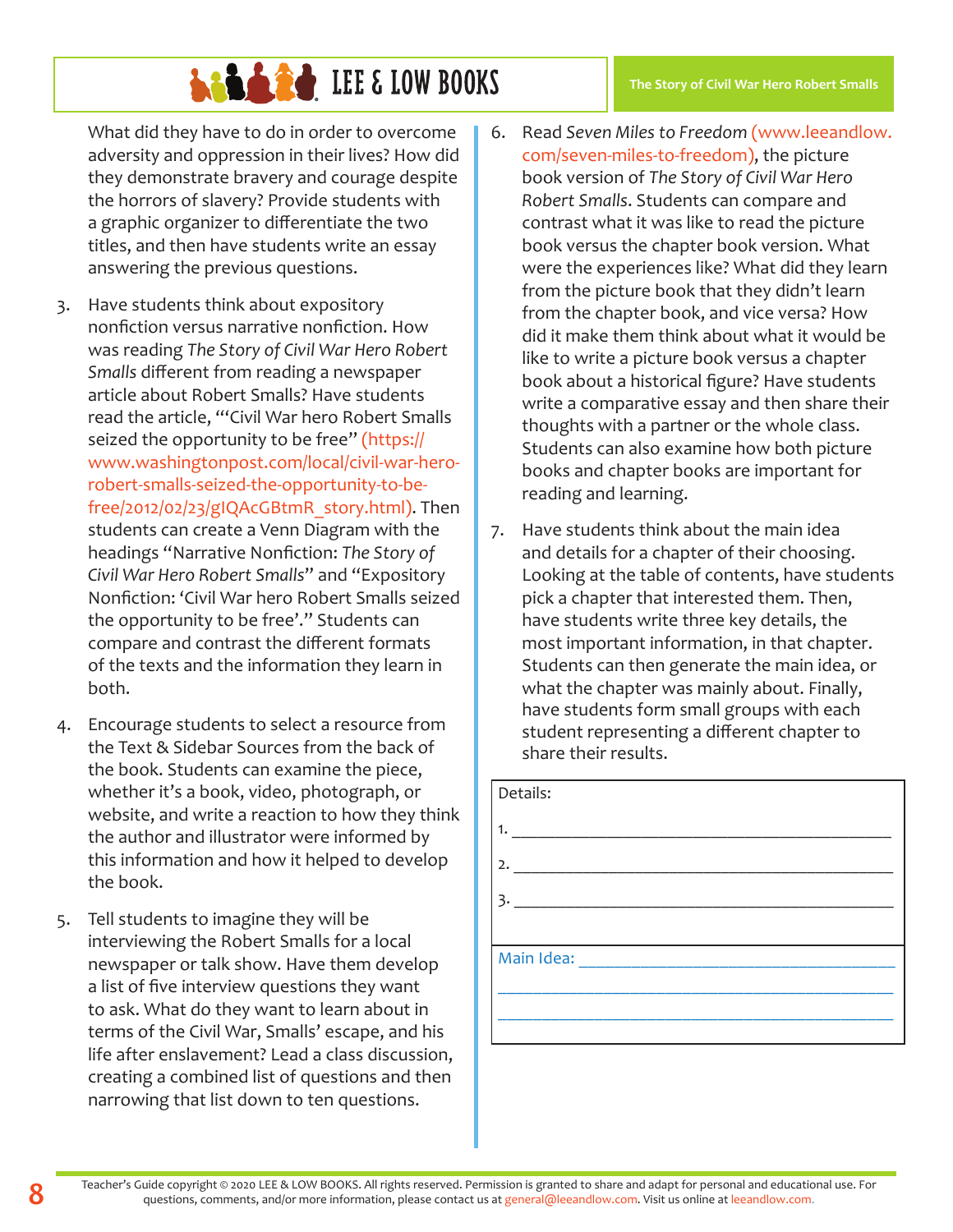What did they have to do in order to overcome adversity and oppression in their lives? How did they demonstrate bravery and courage despite the horrors of slavery? Provide students with a graphic organizer to differentiate the two titles, and then have students write an essay answering the previous questions.

3. Have students think about expository nonfiction versus narrative nonfiction. How was reading *The Story of Civil War Hero Robert Smalls* different from reading a newspaper article about Robert Smalls? Have students read the article, "'Civil War hero Robert Smalls seized the opportunity to be free" (https://www.washingtonpost.com/local/civil-war-hero-robert-smalls-seized-the-opportunity-to-be-free/2012/02/23/gIQAcGBtmR_story.html). Then students can create a Venn Diagram with the headings "Narrative Nonfiction: *The Story of Civil War Hero Robert Smalls*" and "Expository Nonfiction: 'Civil War hero Robert Smalls seized the opportunity to be free'." Students can compare and contrast the different formats of the texts and the information they learn in both.

4. Encourage students to select a resource from the Text & Sidebar Sources from the back of the book. Students can examine the piece, whether it's a book, video, photograph, or website, and write a reaction to how they think the author and illustrator were informed by this information and how it helped to develop the book.

5. Tell students to imagine they will be interviewing the Robert Smalls for a local newspaper or talk show. Have them develop a list of five interview questions they want to ask. What do they want to learn about in terms of the Civil War, Smalls' escape, and his life after enslavement? Lead a class discussion, creating a combined list of questions and then narrowing that list down to ten questions.

6. Read *Seven Miles to Freedom* (www.leeandlow.com/seven-miles-to-freedom), the picture book version of *The Story of Civil War Hero Robert Smalls*. Students can compare and contrast what it was like to read the picture book versus the chapter book version. What were the experiences like? What did they learn from the picture book that they didn't learn from the chapter book, and vice versa? How did it make them think about what it would be like to write a picture book versus a chapter book about a historical figure? Have students write a comparative essay and then share their thoughts with a partner or the whole class. Students can also examine how both picture books and chapter books are important for reading and learning.

7. Have students think about the main idea and details for a chapter of their choosing. Looking at the table of contents, have students pick a chapter that interested them. Then, have students write three key details, the most important information, in that chapter. Students can then generate the main idea, or what the chapter was mainly about. Finally, have students form small groups with each student representing a different chapter to share their results.

| Details: |
|---|
| 1. ____________________________________________ |
| 2. ____________________________________________ |
| 3. ____________________________________________ |
| Main Idea: ______________________________________ |
| ________________________________________________ |
| ________________________________________________ |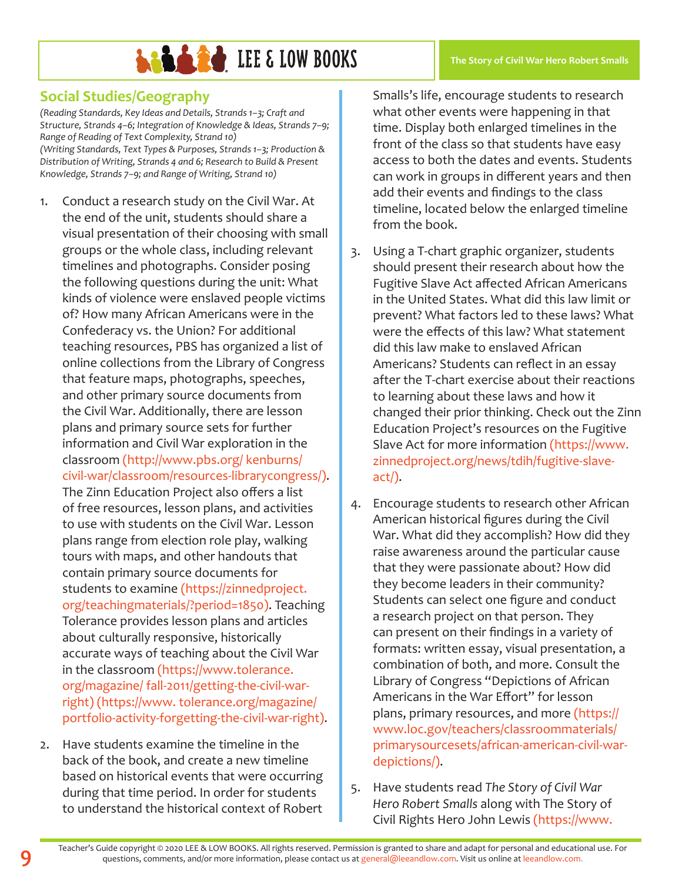## Social Studies/Geography

*(Reading Standards, Key Ideas and Details, Strands 1–3; Craft and Structure, Strands 4–6; Integration of Knowledge & Ideas, Strands 7–9; Range of Reading of Text Complexity, Strand 10)*
*(Writing Standards, Text Types & Purposes, Strands 1–3; Production & Distribution of Writing, Strands 4 and 6; Research to Build & Present Knowledge, Strands 7–9; and Range of Writing, Strand 10)*

1. Conduct a research study on the Civil War. At the end of the unit, students should share a visual presentation of their choosing with small groups or the whole class, including relevant timelines and photographs. Consider posing the following questions during the unit: What kinds of violence were enslaved people victims of? How many African Americans were in the Confederacy vs. the Union? For additional teaching resources, PBS has organized a list of online collections from the Library of Congress that feature maps, photographs, speeches, and other primary source documents from the Civil War. Additionally, there are lesson plans and primary source sets for further information and Civil War exploration in the classroom (http://www.pbs.org/ kenburns/civil-war/classroom/resources-librarycongress/). The Zinn Education Project also offers a list of free resources, lesson plans, and activities to use with students on the Civil War. Lesson plans range from election role play, walking tours with maps, and other handouts that contain primary source documents for students to examine (https://zinnedproject.org/teachingmaterials/?period=1850). Teaching Tolerance provides lesson plans and articles about culturally responsive, historically accurate ways of teaching about the Civil War in the classroom (https://www.tolerance.org/magazine/ fall-2011/getting-the-civil-war-right) (https://www. tolerance.org/magazine/portfolio-activity-forgetting-the-civil-war-right).

2. Have students examine the timeline in the back of the book, and create a new timeline based on historical events that were occurring during that time period. In order for students to understand the historical context of Robert Smalls's life, encourage students to research what other events were happening in that time. Display both enlarged timelines in the front of the class so that students have easy access to both the dates and events. Students can work in groups in different years and then add their events and findings to the class timeline, located below the enlarged timeline from the book.

3. Using a T-chart graphic organizer, students should present their research about how the Fugitive Slave Act affected African Americans in the United States. What did this law limit or prevent? What factors led to these laws? What were the effects of this law? What statement did this law make to enslaved African Americans? Students can reflect in an essay after the T-chart exercise about their reactions to learning about these laws and how it changed their prior thinking. Check out the Zinn Education Project's resources on the Fugitive Slave Act for more information (https://www.zinnedproject.org/news/tdih/fugitive-slave-act/).

4. Encourage students to research other African American historical figures during the Civil War. What did they accomplish? How did they raise awareness around the particular cause that they were passionate about? How did they become leaders in their community? Students can select one figure and conduct a research project on that person. They can present on their findings in a variety of formats: written essay, visual presentation, a combination of both, and more. Consult the Library of Congress "Depictions of African Americans in the War Effort" for lesson plans, primary resources, and more (https://www.loc.gov/teachers/classroommaterials/primarysourcesets/african-american-civil-war-depictions/).

5. Have students read *The Story of Civil War Hero Robert Smalls* along with The Story of Civil Rights Hero John Lewis (https://www.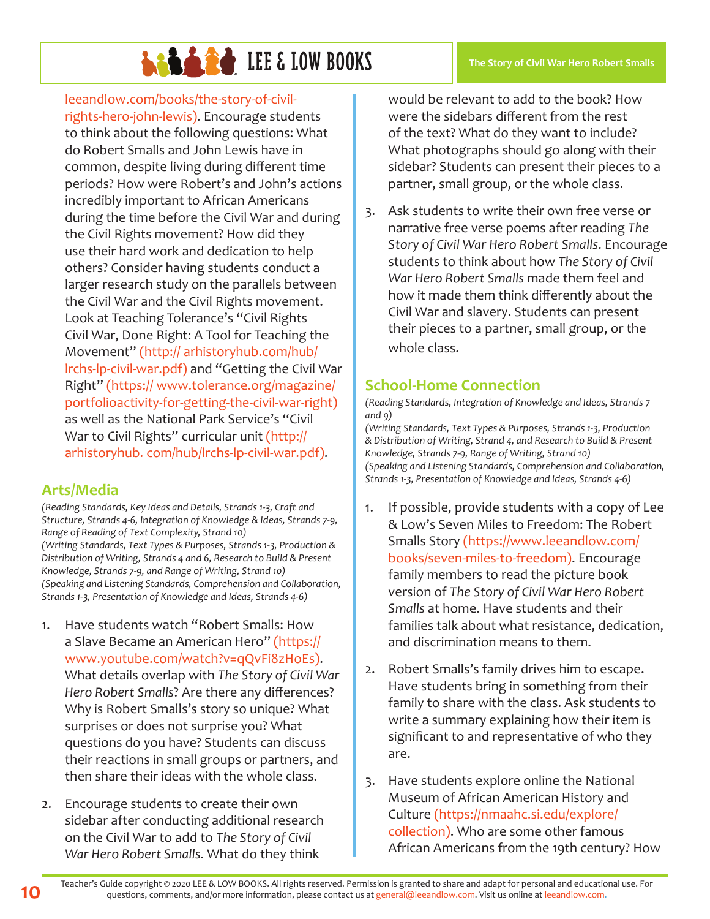leeandlow.com/books/the-story-of-civil-rights-hero-john-lewis). Encourage students to think about the following questions: What do Robert Smalls and John Lewis have in common, despite living during different time periods? How were Robert's and John's actions incredibly important to African Americans during the time before the Civil War and during the Civil Rights movement? How did they use their hard work and dedication to help others? Consider having students conduct a larger research study on the parallels between the Civil War and the Civil Rights movement. Look at Teaching Tolerance's "Civil Rights Civil War, Done Right: A Tool for Teaching the Movement" (http:// arhistoryhub.com/hub/lrchs-lp-civil-war.pdf) and "Getting the Civil War Right" (https:// www.tolerance.org/magazine/portfolioactivity-for-getting-the-civil-war-right) as well as the National Park Service's "Civil War to Civil Rights" curricular unit (http:// arhistoryhub. com/hub/lrchs-lp-civil-war.pdf).

## Arts/Media

*(Reading Standards, Key Ideas and Details, Strands 1-3, Craft and Structure, Strands 4-6, Integration of Knowledge & Ideas, Strands 7-9, Range of Reading of Text Complexity, Strand 10)*
*(Writing Standards, Text Types & Purposes, Strands 1-3, Production & Distribution of Writing, Strands 4 and 6, Research to Build & Present Knowledge, Strands 7-9, and Range of Writing, Strand 10)*
*(Speaking and Listening Standards, Comprehension and Collaboration, Strands 1-3, Presentation of Knowledge and Ideas, Strands 4-6)*

1. Have students watch "Robert Smalls: How a Slave Became an American Hero" (https:// www.youtube.com/watch?v=qQvFi8zHoEs). What details overlap with *The Story of Civil War Hero Robert Smalls*? Are there any differences? Why is Robert Smalls's story so unique? What surprises or does not surprise you? What questions do you have? Students can discuss their reactions in small groups or partners, and then share their ideas with the whole class.

2. Encourage students to create their own sidebar after conducting additional research on the Civil War to add to *The Story of Civil War Hero Robert Smalls*. What do they think would be relevant to add to the book? How were the sidebars different from the rest of the text? What do they want to include? What photographs should go along with their sidebar? Students can present their pieces to a partner, small group, or the whole class.

3. Ask students to write their own free verse or narrative free verse poems after reading *The Story of Civil War Hero Robert Smalls*. Encourage students to think about how *The Story of Civil War Hero Robert Smalls* made them feel and how it made them think differently about the Civil War and slavery. Students can present their pieces to a partner, small group, or the whole class.

## School-Home Connection

*(Reading Standards, Integration of Knowledge and Ideas, Strands 7 and 9)*
*(Writing Standards, Text Types & Purposes, Strands 1-3, Production & Distribution of Writing, Strand 4, and Research to Build & Present Knowledge, Strands 7-9, Range of Writing, Strand 10)*
*(Speaking and Listening Standards, Comprehension and Collaboration, Strands 1-3, Presentation of Knowledge and Ideas, Strands 4-6)*

1. If possible, provide students with a copy of Lee & Low's Seven Miles to Freedom: The Robert Smalls Story (https://www.leeandlow.com/books/seven-miles-to-freedom). Encourage family members to read the picture book version of *The Story of Civil War Hero Robert Smalls* at home. Have students and their families talk about what resistance, dedication, and discrimination means to them.

2. Robert Smalls's family drives him to escape. Have students bring in something from their family to share with the class. Ask students to write a summary explaining how their item is significant to and representative of who they are.

3. Have students explore online the National Museum of African American History and Culture (https://nmaahc.si.edu/explore/collection). Who are some other famous African Americans from the 19th century? How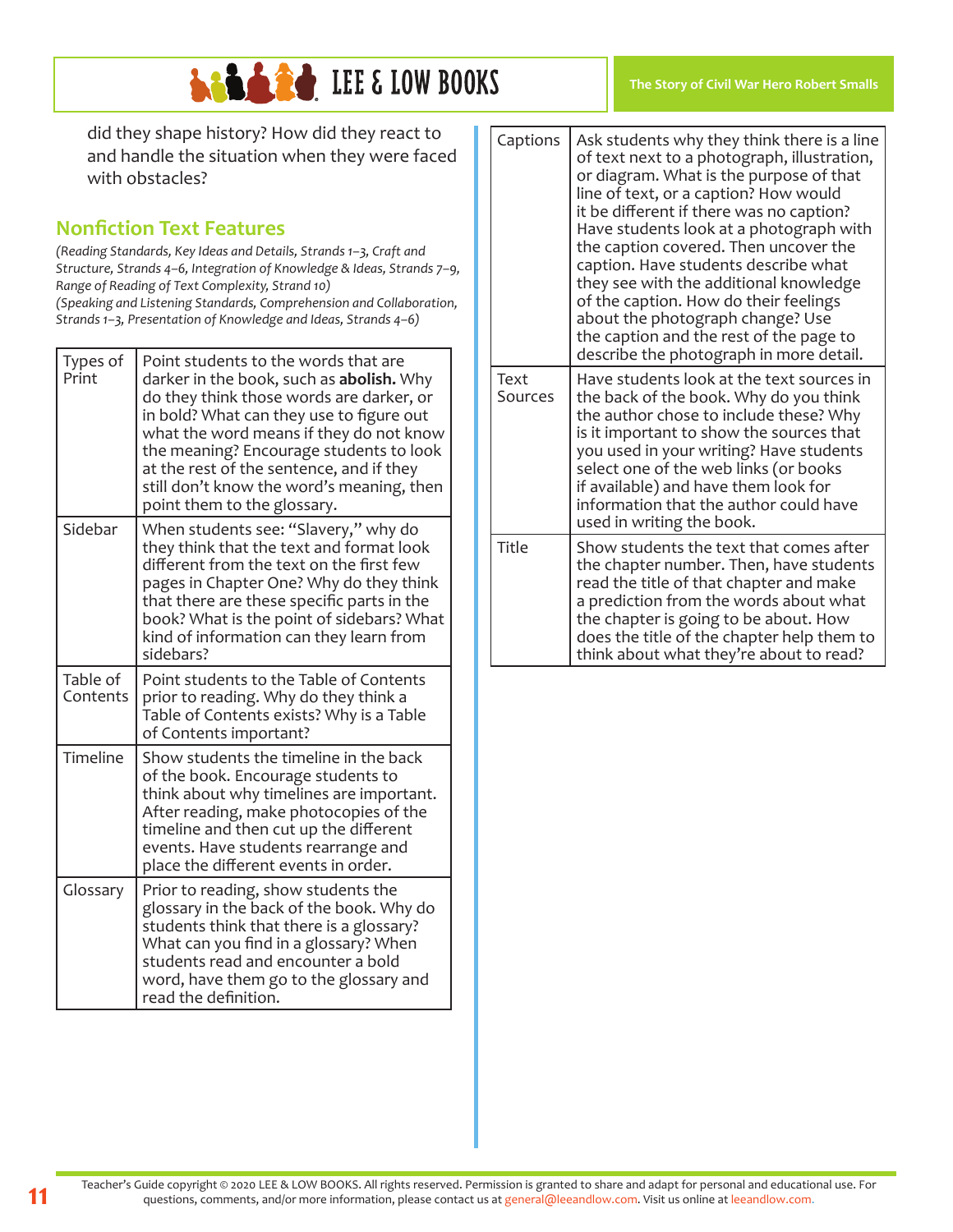did they shape history? How did they react to and handle the situation when they were faced with obstacles?

## Nonfiction Text Features

*(Reading Standards, Key Ideas and Details, Strands 1–3, Craft and Structure, Strands 4–6, Integration of Knowledge & Ideas, Strands 7–9, Range of Reading of Text Complexity, Strand 10)*
*(Speaking and Listening Standards, Comprehension and Collaboration, Strands 1–3, Presentation of Knowledge and Ideas, Strands 4–6)*

| | |
|---|---|
| Types of Print | Point students to the words that are darker in the book, such as **abolish.** Why do they think those words are darker, or in bold? What can they use to figure out what the word means if they do not know the meaning? Encourage students to look at the rest of the sentence, and if they still don't know the word's meaning, then point them to the glossary. |
| Sidebar | When students see: "Slavery," why do they think that the text and format look different from the text on the first few pages in Chapter One? Why do they think that there are these specific parts in the book? What is the point of sidebars? What kind of information can they learn from sidebars? |
| Table of Contents | Point students to the Table of Contents prior to reading. Why do they think a Table of Contents exists? Why is a Table of Contents important? |
| Timeline | Show students the timeline in the back of the book. Encourage students to think about why timelines are important. After reading, make photocopies of the timeline and then cut up the different events. Have students rearrange and place the different events in order. |
| Glossary | Prior to reading, show students the glossary in the back of the book. Why do students think that there is a glossary? What can you find in a glossary? When students read and encounter a bold word, have them go to the glossary and read the definition. |
| Captions | Ask students why they think there is a line of text next to a photograph, illustration, or diagram. What is the purpose of that line of text, or a caption? How would it be different if there was no caption? Have students look at a photograph with the caption covered. Then uncover the caption. Have students describe what they see with the additional knowledge of the caption. How do their feelings about the photograph change? Use the caption and the rest of the page to describe the photograph in more detail. |
| Text Sources | Have students look at the text sources in the back of the book. Why do you think the author chose to include these? Why is it important to show the sources that you used in your writing? Have students select one of the web links (or books if available) and have them look for information that the author could have used in writing the book. |
| Title | Show students the text that comes after the chapter number. Then, have students read the title of that chapter and make a prediction from the words about what the chapter is going to be about. How does the title of the chapter help them to think about what they're about to read? |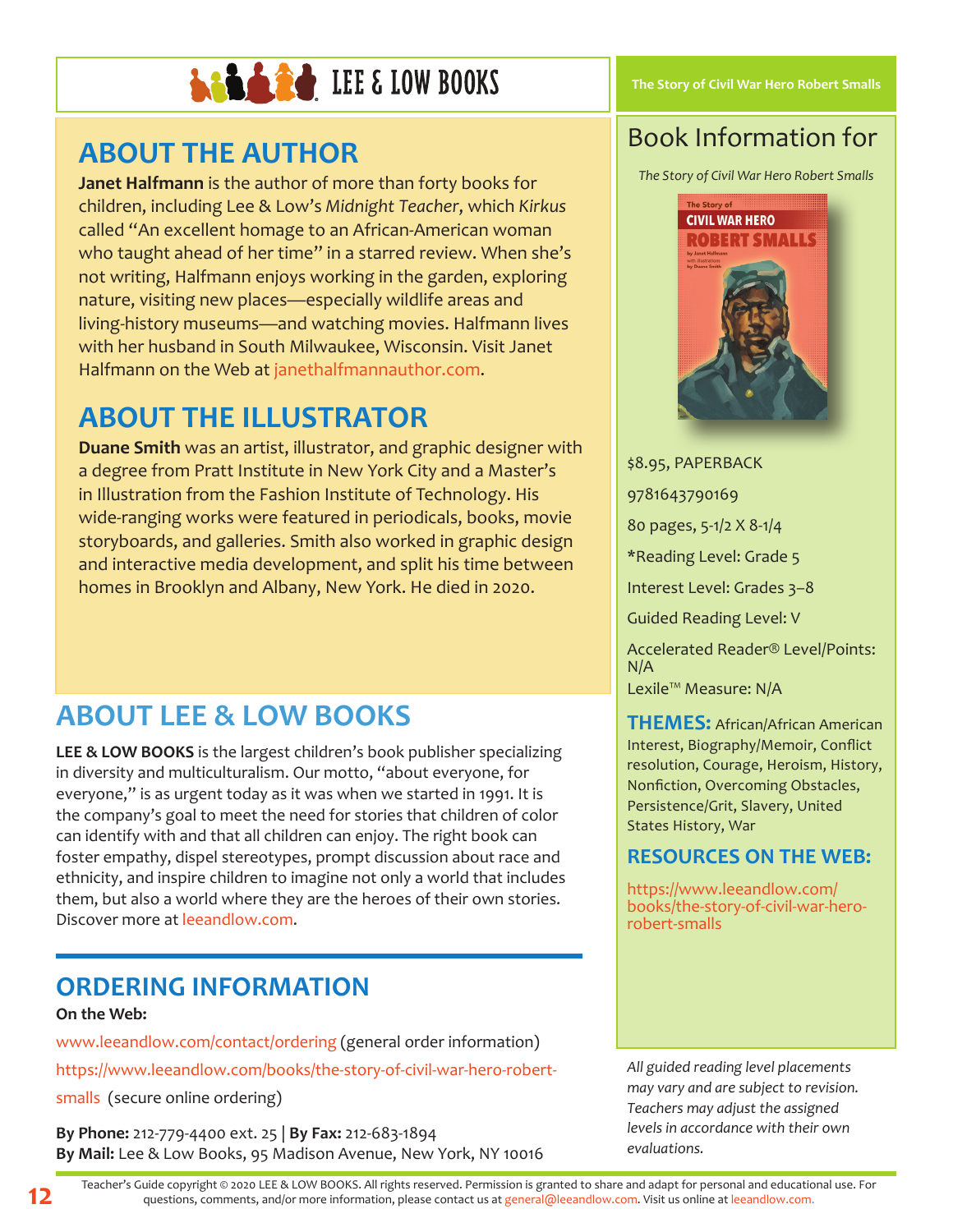LEE & LOW BOOKS

## ABOUT THE AUTHOR

**Janet Halfmann** is the author of more than forty books for children, including Lee & Low's *Midnight Teacher*, which *Kirkus* called "An excellent homage to an African-American woman who taught ahead of her time" in a starred review. When she's not writing, Halfmann enjoys working in the garden, exploring nature, visiting new places—especially wildlife areas and living-history museums—and watching movies. Halfmann lives with her husband in South Milwaukee, Wisconsin. Visit Janet Halfmann on the Web at janethalfmannauthor.com.

## ABOUT THE ILLUSTRATOR

**Duane Smith** was an artist, illustrator, and graphic designer with a degree from Pratt Institute in New York City and a Master's in Illustration from the Fashion Institute of Technology. His wide-ranging works were featured in periodicals, books, movie storyboards, and galleries. Smith also worked in graphic design and interactive media development, and split his time between homes in Brooklyn and Albany, New York. He died in 2020.

## ABOUT LEE & LOW BOOKS

**LEE & LOW BOOKS** is the largest children's book publisher specializing in diversity and multiculturalism. Our motto, "about everyone, for everyone," is as urgent today as it was when we started in 1991. It is the company's goal to meet the need for stories that children of color can identify with and that all children can enjoy. The right book can foster empathy, dispel stereotypes, prompt discussion about race and ethnicity, and inspire children to imagine not only a world that includes them, but also a world where they are the heroes of their own stories. Discover more at leeandlow.com.

## ORDERING INFORMATION

**On the Web:**

www.leeandlow.com/contact/ordering (general order information)

https://www.leeandlow.com/books/the-story-of-civil-war-hero-robert-smalls (secure online ordering)

**By Phone:** 212-779-4400 ext. 25 | **By Fax:** 212-683-1894
**By Mail:** Lee & Low Books, 95 Madison Avenue, New York, NY 10016

The Story of Civil War Hero Robert Smalls

## Book Information for

*The Story of Civil War Hero Robert Smalls*

$8.95, PAPERBACK

9781643790169

80 pages, 5-1/2 X 8-1/4

*Reading Level: Grade 5

Interest Level: Grades 3–8

Guided Reading Level: V

Accelerated Reader® Level/Points: N/A

Lexile™ Measure: N/A

**THEMES:** African/African American Interest, Biography/Memoir, Conflict resolution, Courage, Heroism, History, Nonfiction, Overcoming Obstacles, Persistence/Grit, Slavery, United States History, War

**RESOURCES ON THE WEB:**

https://www.leeandlow.com/books/the-story-of-civil-war-hero-robert-smalls

*All guided reading level placements may vary and are subject to revision. Teachers may adjust the assigned levels in accordance with their own evaluations.*

Teacher's Guide copyright © 2020 LEE & LOW BOOKS. All rights reserved. Permission is granted to share and adapt for personal and educational use. For questions, comments, and/or more information, please contact us at general@leeandlow.com. Visit us online at leeandlow.com.